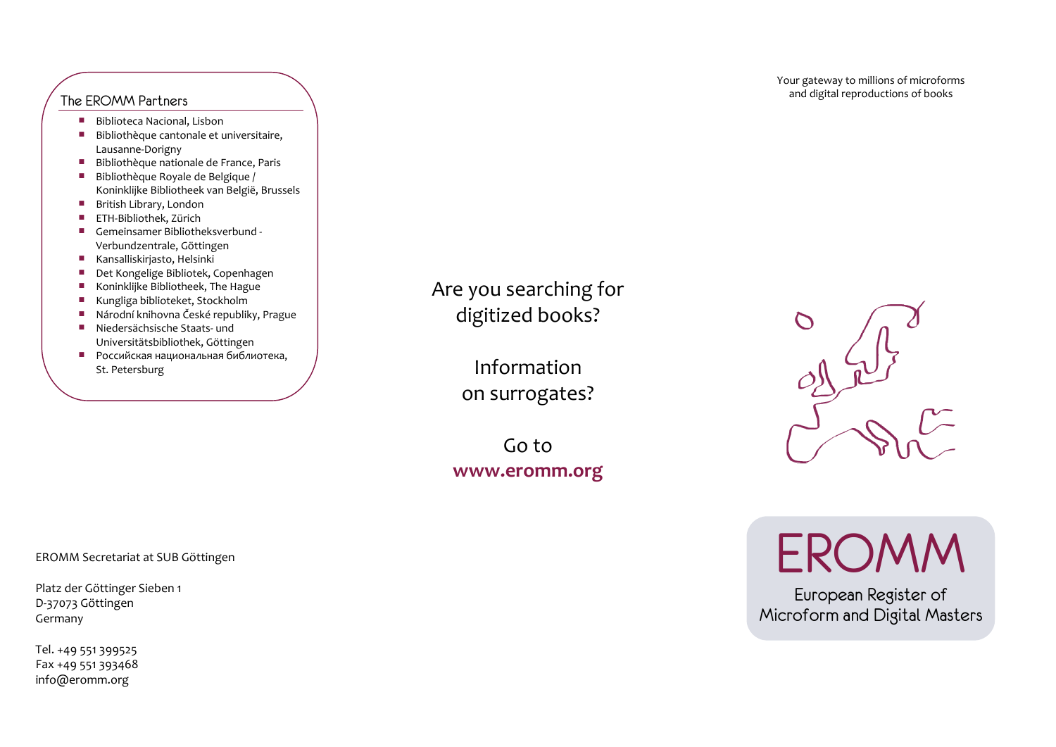## The EROMM Partners

- Biblioteca Nacional, Lisbon
- Bibliothèque cantonale et universitaire, Lausanne-Dorigny
- Bibliothèque nationale de France, Paris
- Bibliothèque Royale de Belgique / Koninklijke Bibliotheek van België, Brussels
- British Library, London
- ETH-Bibliothek, Zürich
- Gemeinsamer Bibliotheksverbund - Verbundzentrale, Göttingen
- Kansalliskirjasto, Helsinki
- Det Kongelige Bibliotek, Copenhagen
- Koninklijke Bibliotheek, The Hague
- Kungliga biblioteket, Stockholm
- Národní knihovna České republiky, Prague
- Niedersächsische Staats- und Universitätsbibliothek, Göttingen
- Российская национальная библиотека, St. Petersburg

EROMM Secretariat at SUB Göttingen

Platz der Göttinger Sieben 1
D-37073 Göttingen
Germany

Tel. +49 551 399525
Fax +49 551 393468
info@eromm.org

Are you searching for digitized books?

Information on surrogates?

Go to
**www.eromm.org**

Your gateway to millions of microforms and digital reproductions of books

# EROMM

European Register of Microform and Digital Masters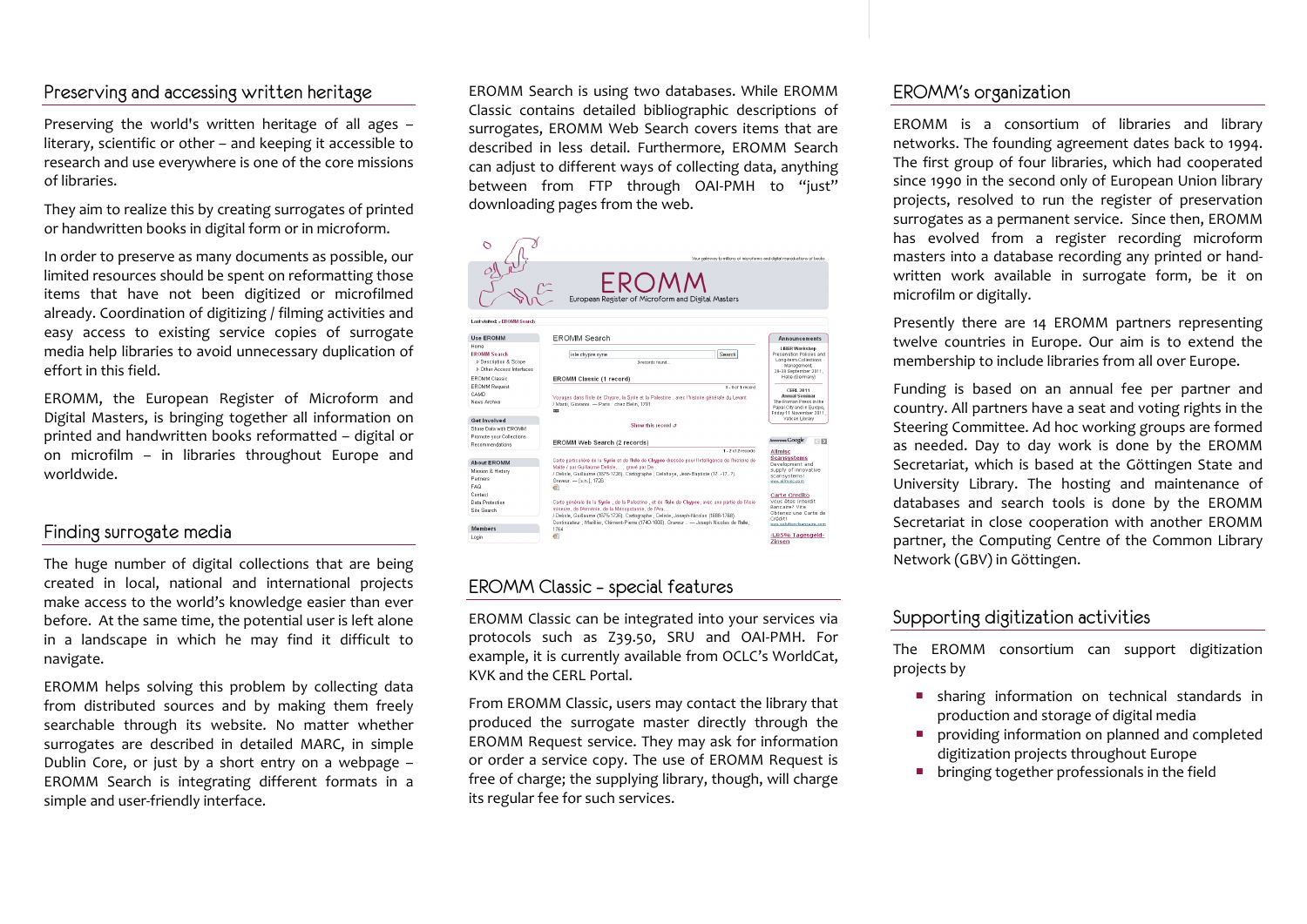## Preserving and accessing written heritage

Preserving the world's written heritage of all ages – literary, scientific or other – and keeping it accessible to research and use everywhere is one of the core missions of libraries.

They aim to realize this by creating surrogates of printed or handwritten books in digital form or in microform.

In order to preserve as many documents as possible, our limited resources should be spent on reformatting those items that have not been digitized or microfilmed already. Coordination of digitizing / filming activities and easy access to existing service copies of surrogate media help libraries to avoid unnecessary duplication of effort in this field.

EROMM, the European Register of Microform and Digital Masters, is bringing together all information on printed and handwritten books reformatted – digital or on microfilm – in libraries throughout Europe and worldwide.

## Finding surrogate media

The huge number of digital collections that are being created in local, national and international projects make access to the world's knowledge easier than ever before. At the same time, the potential user is left alone in a landscape in which he may find it difficult to navigate.

EROMM helps solving this problem by collecting data from distributed sources and by making them freely searchable through its website. No matter whether surrogates are described in detailed MARC, in simple Dublin Core, or just by a short entry on a webpage – EROMM Search is integrating different formats in a simple and user-friendly interface.

EROMM Search is using two databases. While EROMM Classic contains detailed bibliographic descriptions of surrogates, EROMM Web Search covers items that are described in less detail. Furthermore, EROMM Search can adjust to different ways of collecting data, anything between from FTP through OAI-PMH to "just" downloading pages from the web.

## EROMM Classic - special features

EROMM Classic can be integrated into your services via protocols such as Z39.50, SRU and OAI-PMH. For example, it is currently available from OCLC's WorldCat, KVK and the CERL Portal.

From EROMM Classic, users may contact the library that produced the surrogate master directly through the EROMM Request service. They may ask for information or order a service copy. The use of EROMM Request is free of charge; the supplying library, though, will charge its regular fee for such services.

## EROMM's organization

EROMM is a consortium of libraries and library networks. The founding agreement dates back to 1994. The first group of four libraries, which had cooperated since 1990 in the second only of European Union library projects, resolved to run the register of preservation surrogates as a permanent service. Since then, EROMM has evolved from a register recording microform masters into a database recording any printed or hand-written work available in surrogate form, be it on microfilm or digitally.

Presently there are 14 EROMM partners representing twelve countries in Europe. Our aim is to extend the membership to include libraries from all over Europe.

Funding is based on an annual fee per partner and country. All partners have a seat and voting rights in the Steering Committee. Ad hoc working groups are formed as needed. Day to day work is done by the EROMM Secretariat, which is based at the Göttingen State and University Library. The hosting and maintenance of databases and search tools is done by the EROMM Secretariat in close cooperation with another EROMM partner, the Computing Centre of the Common Library Network (GBV) in Göttingen.

## Supporting digitization activities

The EROMM consortium can support digitization projects by

- sharing information on technical standards in production and storage of digital media
- providing information on planned and completed digitization projects throughout Europe
- bringing together professionals in the field